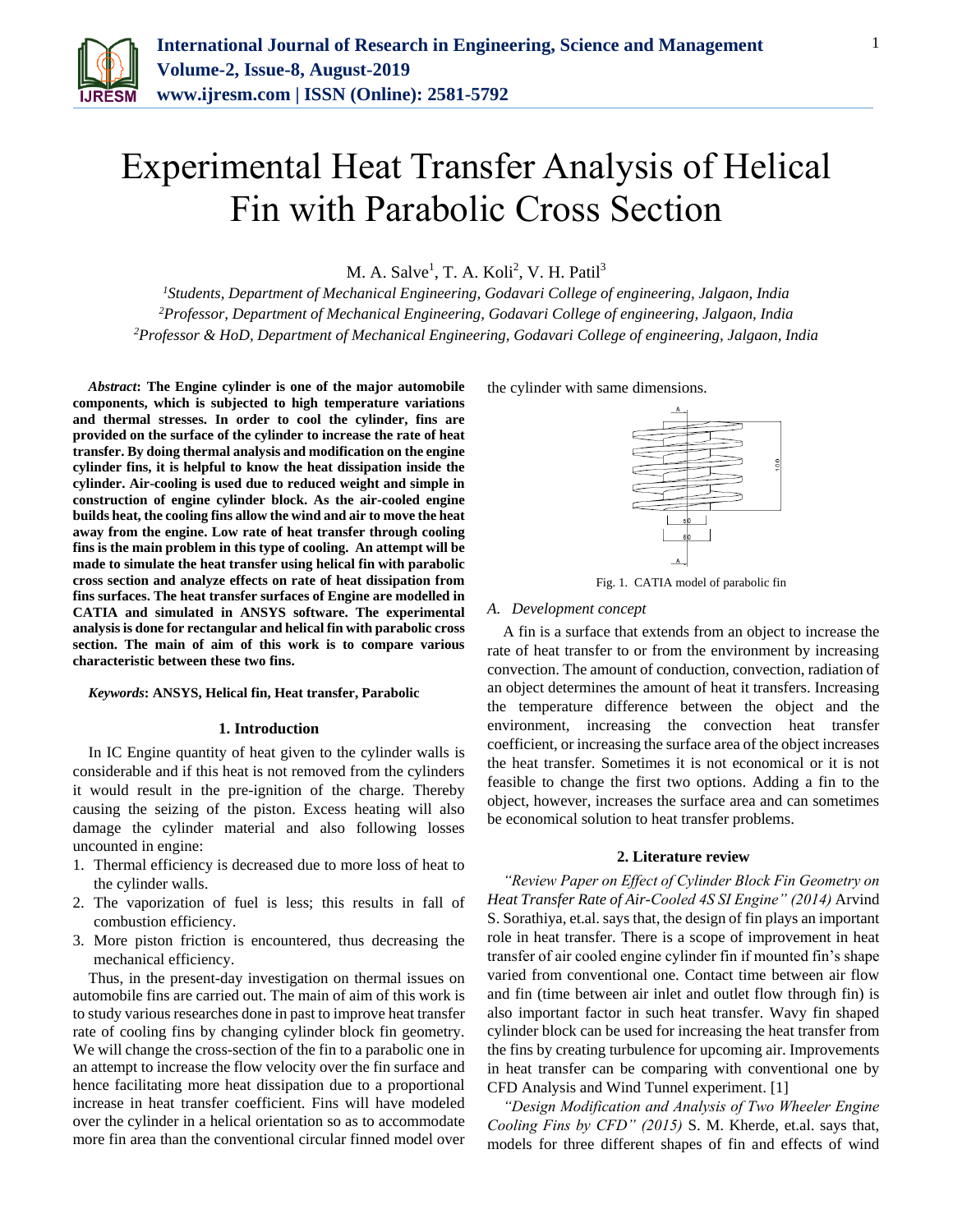# Experimental Heat Transfer Analysis of Helical Fin with Parabolic Cross Section

M. A. Salve[1], T. A. Koli[2], V. H. Patil[3]

[1]*Students, Department of Mechanical Engineering, Godavari College of engineering, Jalgaon, India*
[2]*Professor, Department of Mechanical Engineering, Godavari College of engineering, Jalgaon, India*
[2]*Professor & HoD, Department of Mechanical Engineering, Godavari College of engineering, Jalgaon, India*

***Abstract*: The Engine cylinder is one of the major automobile components, which is subjected to high temperature variations and thermal stresses. In order to cool the cylinder, fins are provided on the surface of the cylinder to increase the rate of heat transfer. By doing thermal analysis and modification on the engine cylinder fins, it is helpful to know the heat dissipation inside the cylinder. Air-cooling is used due to reduced weight and simple in construction of engine cylinder block. As the air-cooled engine builds heat, the cooling fins allow the wind and air to move the heat away from the engine. Low rate of heat transfer through cooling fins is the main problem in this type of cooling. An attempt will be made to simulate the heat transfer using helical fin with parabolic cross section and analyze effects on rate of heat dissipation from fins surfaces. The heat transfer surfaces of Engine are modelled in CATIA and simulated in ANSYS software. The experimental analysis is done for rectangular and helical fin with parabolic cross section. The main of aim of this work is to compare various characteristic between these two fins.**

***Keywords*: ANSYS, Helical fin, Heat transfer, Parabolic**

## 1. Introduction

In IC Engine quantity of heat given to the cylinder walls is considerable and if this heat is not removed from the cylinders it would result in the pre-ignition of the charge. Thereby causing the seizing of the piston. Excess heating will also damage the cylinder material and also following losses uncounted in engine:

1. Thermal efficiency is decreased due to more loss of heat to the cylinder walls.
2. The vaporization of fuel is less; this results in fall of combustion efficiency.
3. More piston friction is encountered, thus decreasing the mechanical efficiency.

Thus, in the present-day investigation on thermal issues on automobile fins are carried out. The main of aim of this work is to study various researches done in past to improve heat transfer rate of cooling fins by changing cylinder block fin geometry. We will change the cross-section of the fin to a parabolic one in an attempt to increase the flow velocity over the fin surface and hence facilitating more heat dissipation due to a proportional increase in heat transfer coefficient. Fins will have modeled over the cylinder in a helical orientation so as to accommodate more fin area than the conventional circular finned model over the cylinder with same dimensions.

Fig. 1. CATIA model of parabolic fin

### A. Development concept

A fin is a surface that extends from an object to increase the rate of heat transfer to or from the environment by increasing convection. The amount of conduction, convection, radiation of an object determines the amount of heat it transfers. Increasing the temperature difference between the object and the environment, increasing the convection heat transfer coefficient, or increasing the surface area of the object increases the heat transfer. Sometimes it is not economical or it is not feasible to change the first two options. Adding a fin to the object, however, increases the surface area and can sometimes be economical solution to heat transfer problems.

## 2. Literature review

*"Review Paper on Effect of Cylinder Block Fin Geometry on Heat Transfer Rate of Air-Cooled 4S SI Engine" (2014)* Arvind S. Sorathiya, et.al. says that, the design of fin plays an important role in heat transfer. There is a scope of improvement in heat transfer of air cooled engine cylinder fin if mounted fin's shape varied from conventional one. Contact time between air flow and fin (time between air inlet and outlet flow through fin) is also important factor in such heat transfer. Wavy fin shaped cylinder block can be used for increasing the heat transfer from the fins by creating turbulence for upcoming air. Improvements in heat transfer can be comparing with conventional one by CFD Analysis and Wind Tunnel experiment. [1]

*"Design Modification and Analysis of Two Wheeler Engine Cooling Fins by CFD" (2015)* S. M. Kherde, et.al. says that, models for three different shapes of fin and effects of wind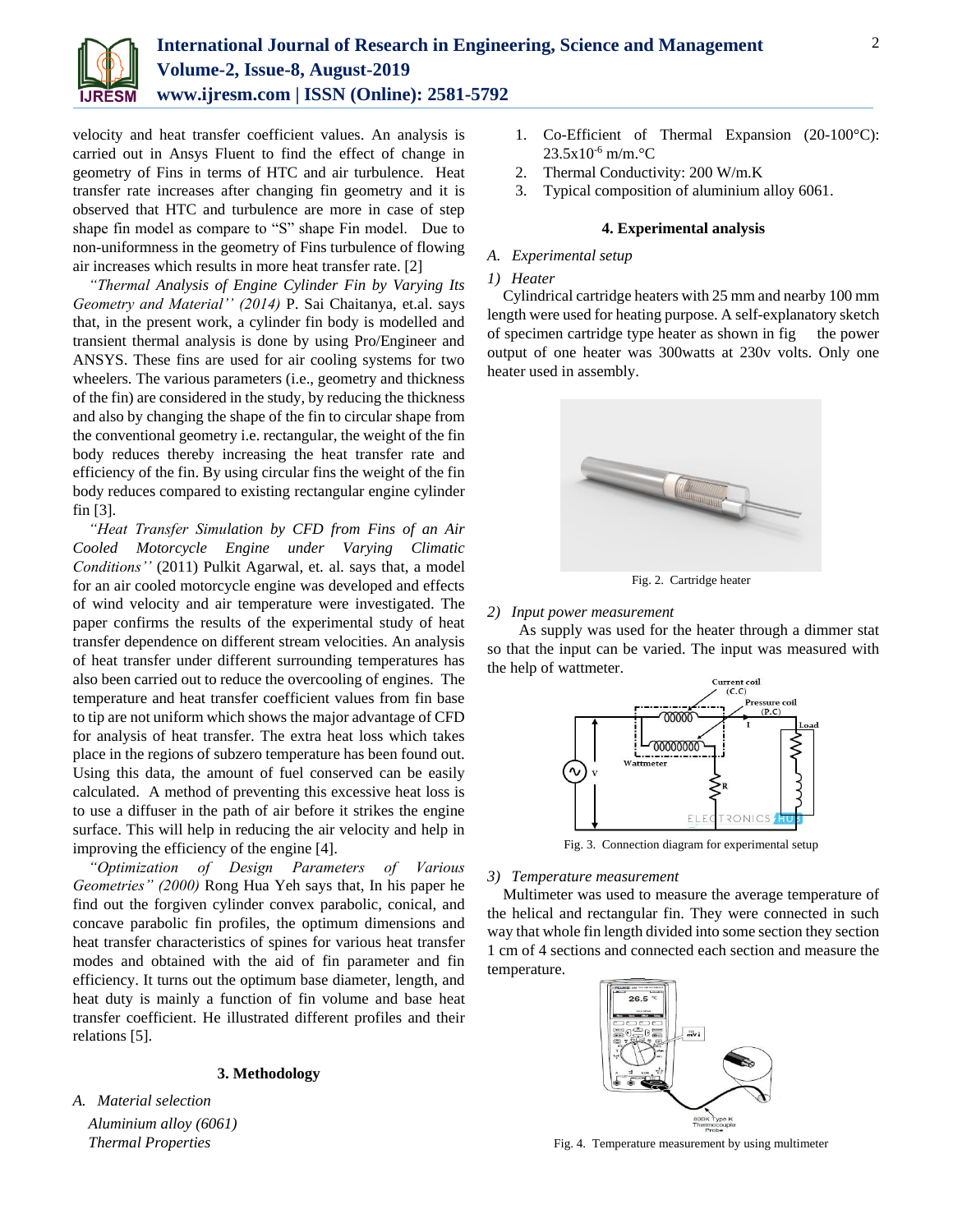velocity and heat transfer coefficient values. An analysis is carried out in Ansys Fluent to find the effect of change in geometry of Fins in terms of HTC and air turbulence. Heat transfer rate increases after changing fin geometry and it is observed that HTC and turbulence are more in case of step shape fin model as compare to "S" shape Fin model. Due to non-uniformness in the geometry of Fins turbulence of flowing air increases which results in more heat transfer rate. [2]

*"Thermal Analysis of Engine Cylinder Fin by Varying Its Geometry and Material'' (2014)* P. Sai Chaitanya, et.al. says that, in the present work, a cylinder fin body is modelled and transient thermal analysis is done by using Pro/Engineer and ANSYS. These fins are used for air cooling systems for two wheelers. The various parameters (i.e., geometry and thickness of the fin) are considered in the study, by reducing the thickness and also by changing the shape of the fin to circular shape from the conventional geometry i.e. rectangular, the weight of the fin body reduces thereby increasing the heat transfer rate and efficiency of the fin. By using circular fins the weight of the fin body reduces compared to existing rectangular engine cylinder fin [3].

*"Heat Transfer Simulation by CFD from Fins of an Air Cooled Motorcycle Engine under Varying Climatic Conditions''* (2011) Pulkit Agarwal, et. al. says that, a model for an air cooled motorcycle engine was developed and effects of wind velocity and air temperature were investigated. The paper confirms the results of the experimental study of heat transfer dependence on different stream velocities. An analysis of heat transfer under different surrounding temperatures has also been carried out to reduce the overcooling of engines. The temperature and heat transfer coefficient values from fin base to tip are not uniform which shows the major advantage of CFD for analysis of heat transfer. The extra heat loss which takes place in the regions of subzero temperature has been found out. Using this data, the amount of fuel conserved can be easily calculated. A method of preventing this excessive heat loss is to use a diffuser in the path of air before it strikes the engine surface. This will help in reducing the air velocity and help in improving the efficiency of the engine [4].

*"Optimization of Design Parameters of Various Geometries" (2000)* Rong Hua Yeh says that, In his paper he find out the forgiven cylinder convex parabolic, conical, and concave parabolic fin profiles, the optimum dimensions and heat transfer characteristics of spines for various heat transfer modes and obtained with the aid of fin parameter and fin efficiency. It turns out the optimum base diameter, length, and heat duty is mainly a function of fin volume and base heat transfer coefficient. He illustrated different profiles and their relations [5].

## 3. Methodology

### *A. Material selection*

*Aluminium alloy (6061)*

*Thermal Properties*

1. Co-Efficient of Thermal Expansion (20-100°C): $23.5 \times 10^{-6}$ m/m.°C
2. Thermal Conductivity: 200 W/m.K
3. Typical composition of aluminium alloy 6061.

## 4. Experimental analysis

### *A. Experimental setup*

#### *1) Heater*

Cylindrical cartridge heaters with 25 mm and nearby 100 mm length were used for heating purpose. A self-explanatory sketch of specimen cartridge type heater as shown in fig the power output of one heater was 300watts at 230v volts. Only one heater used in assembly.

Fig. 2. Cartridge heater

#### *2) Input power measurement*

As supply was used for the heater through a dimmer stat so that the input can be varied. The input was measured with the help of wattmeter.

Fig. 3. Connection diagram for experimental setup

#### *3) Temperature measurement*

Multimeter was used to measure the average temperature of the helical and rectangular fin. They were connected in such way that whole fin length divided into some section they section 1 cm of 4 sections and connected each section and measure the temperature.

Fig. 4. Temperature measurement by using multimeter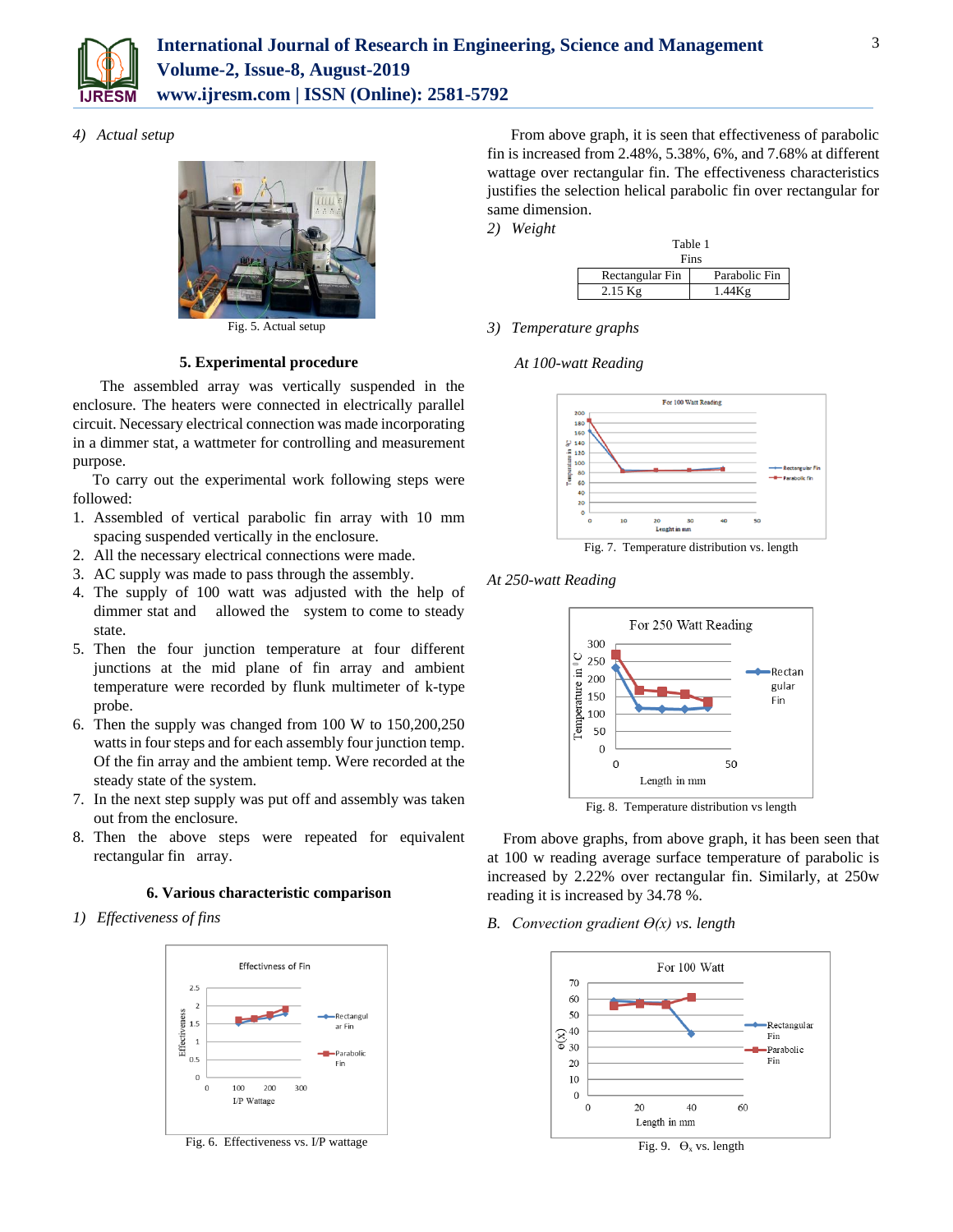*4) Actual setup*

Fig. 5. Actual setup

### 5. Experimental procedure

The assembled array was vertically suspended in the enclosure. The heaters were connected in electrically parallel circuit. Necessary electrical connection was made incorporating in a dimmer stat, a wattmeter for controlling and measurement purpose.

To carry out the experimental work following steps were followed:

1. Assembled of vertical parabolic fin array with 10 mm spacing suspended vertically in the enclosure.
2. All the necessary electrical connections were made.
3. AC supply was made to pass through the assembly.
4. The supply of 100 watt was adjusted with the help of dimmer stat and allowed the system to come to steady state.
5. Then the four junction temperature at four different junctions at the mid plane of fin array and ambient temperature were recorded by flunk multimeter of k-type probe.
6. Then the supply was changed from 100 W to 150,200,250 watts in four steps and for each assembly four junction temp. Of the fin array and the ambient temp. Were recorded at the steady state of the system.
7. In the next step supply was put off and assembly was taken out from the enclosure.
8. Then the above steps were repeated for equivalent rectangular fin array.

### 6. Various characteristic comparison

*1) Effectiveness of fins*

Fig. 6. Effectiveness vs. I/P wattage

From above graph, it is seen that effectiveness of parabolic fin is increased from 2.48%, 5.38%, 6%, and 7.68% at different wattage over rectangular fin. The effectiveness characteristics justifies the selection helical parabolic fin over rectangular for same dimension.

*2) Weight*

Table 1
Fins

| Rectangular Fin | Parabolic Fin |
|---|---|
| 2.15 Kg | 1.44Kg |

*3) Temperature graphs*

*At 100-watt Reading*

Fig. 7. Temperature distribution vs. length

*At 250-watt Reading*

Fig. 8. Temperature distribution vs length

From above graphs, from above graph, it has been seen that at 100 w reading average surface temperature of parabolic is increased by 2.22% over rectangular fin. Similarly, at 250w reading it is increased by 34.78 %.

*B. Convection gradient ϴ(x) vs. length*

Fig. 9. $\Theta_x$ vs. length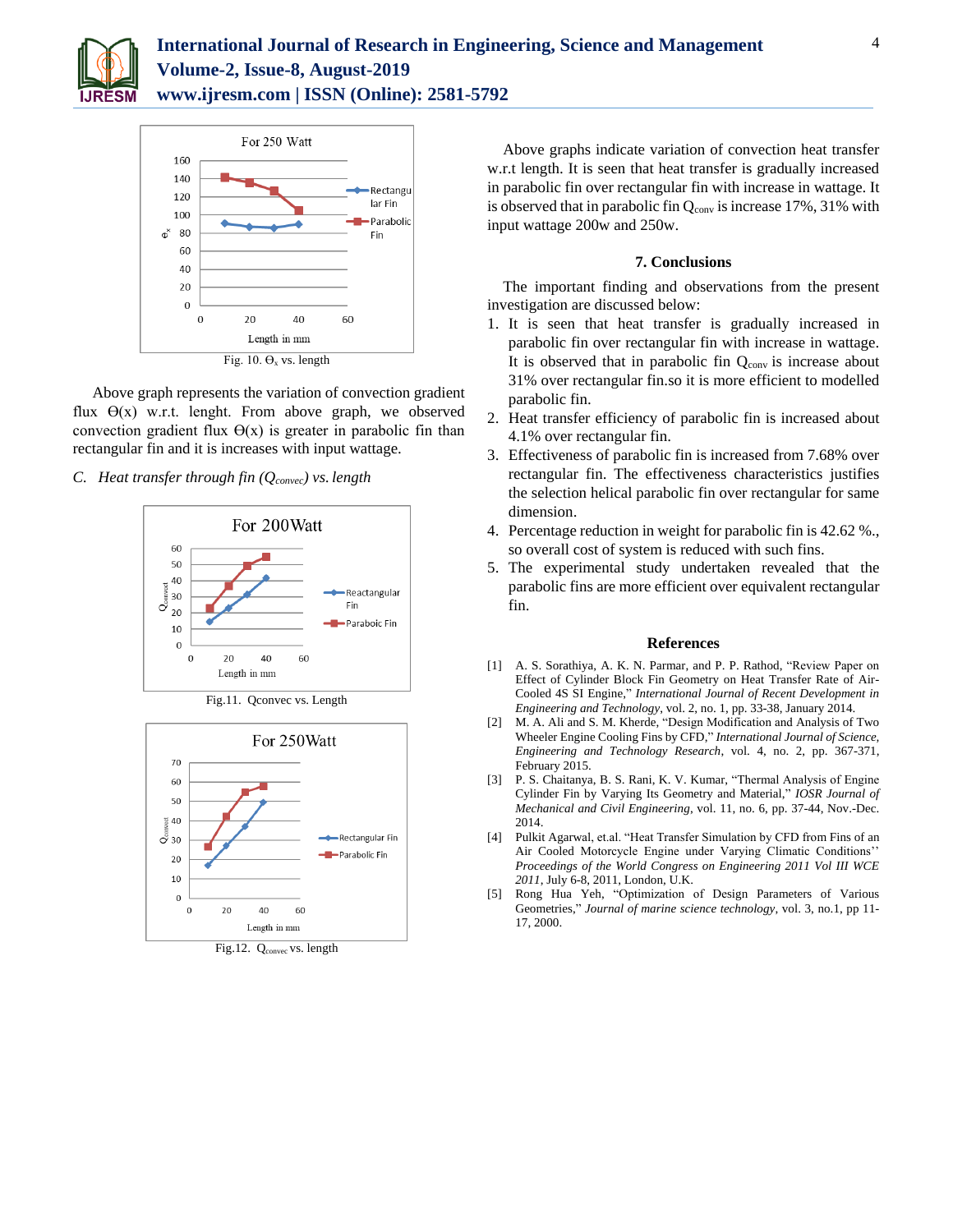For 250 Watt

160
140
120
100
80
60
40
20
0

$\Theta_x$

0 20 40 60

Length in mm

Rectangular Fin
Parabolic Fin

Fig. 10. $\Theta_x$ vs. length

Above graph represents the variation of convection gradient flux Θ(x) w.r.t. lenght. From above graph, we observed convection gradient flux Θ(x) is greater in parabolic fin than rectangular fin and it is increases with input wattage.

*C. Heat transfer through fin ($Q_{convec}$) vs. length*

For 200Watt

60
50
40
30
20
10
0

$Q_{convect}$

0 20 40 60

Length in mm

Reactangular Fin
Paraboic Fin

Fig.11. Qconvec vs. Length

For 250Watt

70
60
50
40
30
20
10
0

$Q_{convect}$

0 20 40 60

Length in mm

Rectangular Fin
Parabolic Fin

Fig.12. $Q_{convec}$ vs. length

Above graphs indicate variation of convection heat transfer w.r.t length. It is seen that heat transfer is gradually increased in parabolic fin over rectangular fin with increase in wattage. It is observed that in parabolic fin $Q_{conv}$ is increase 17%, 31% with input wattage 200w and 250w.

## 7. Conclusions

The important finding and observations from the present investigation are discussed below:

1. It is seen that heat transfer is gradually increased in parabolic fin over rectangular fin with increase in wattage. It is observed that in parabolic fin $Q_{conv}$ is increase about 31% over rectangular fin.so it is more efficient to modelled parabolic fin.
2. Heat transfer efficiency of parabolic fin is increased about 4.1% over rectangular fin.
3. Effectiveness of parabolic fin is increased from 7.68% over rectangular fin. The effectiveness characteristics justifies the selection helical parabolic fin over rectangular for same dimension.
4. Percentage reduction in weight for parabolic fin is 42.62 %., so overall cost of system is reduced with such fins.
5. The experimental study undertaken revealed that the parabolic fins are more efficient over equivalent rectangular fin.

## References

[1] A. S. Sorathiya, A. K. N. Parmar, and P. P. Rathod, "Review Paper on Effect of Cylinder Block Fin Geometry on Heat Transfer Rate of Air-Cooled 4S SI Engine," *International Journal of Recent Development in Engineering and Technology*, vol. 2, no. 1, pp. 33-38, January 2014.

[2] M. A. Ali and S. M. Kherde, "Design Modification and Analysis of Two Wheeler Engine Cooling Fins by CFD," *International Journal of Science, Engineering and Technology Research*, vol. 4, no. 2, pp. 367-371, February 2015.

[3] P. S. Chaitanya, B. S. Rani, K. V. Kumar, "Thermal Analysis of Engine Cylinder Fin by Varying Its Geometry and Material," *IOSR Journal of Mechanical and Civil Engineering*, vol. 11, no. 6, pp. 37-44, Nov.-Dec. 2014.

[4] Pulkit Agarwal, et.al. "Heat Transfer Simulation by CFD from Fins of an Air Cooled Motorcycle Engine under Varying Climatic Conditions'' *Proceedings of the World Congress on Engineering 2011 Vol III WCE 2011*, July 6-8, 2011, London, U.K.

[5] Rong Hua Yeh, "Optimization of Design Parameters of Various Geometries," *Journal of marine science technology*, vol. 3, no.1, pp 11-17, 2000.